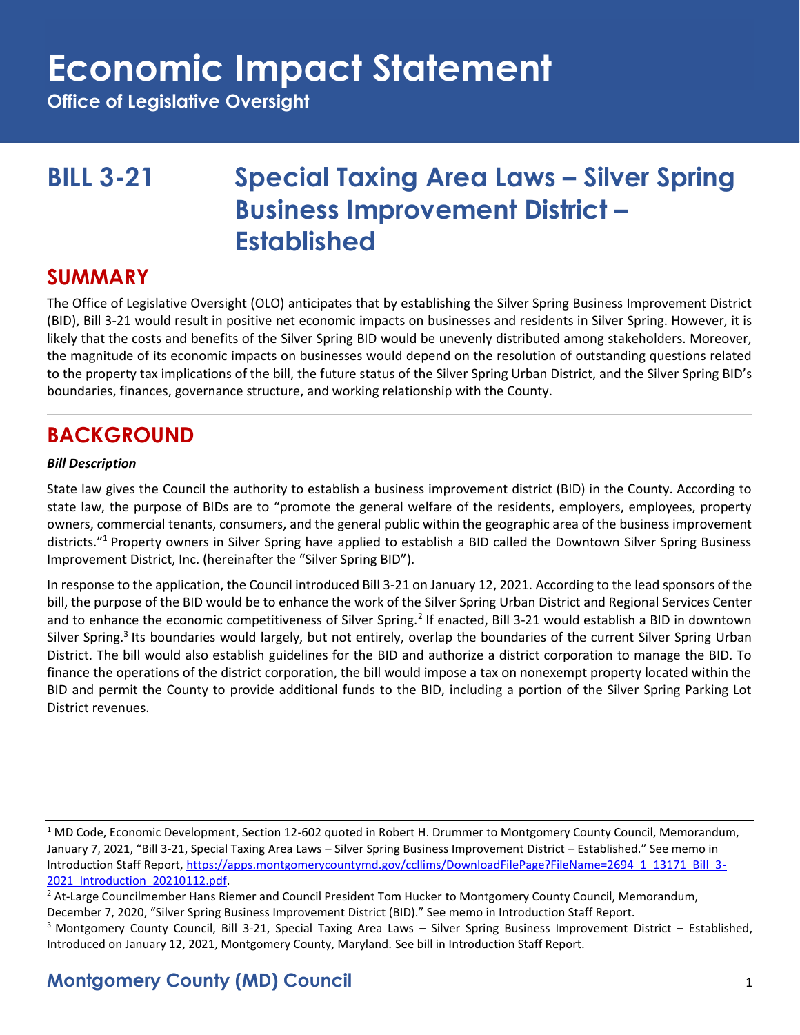# Economic Impact Statement

**Office of Legislative Oversight**

## BILL 3-21 Special Taxing Area Laws – Silver Spring Business Improvement District – Established

## SUMMARY

The Office of Legislative Oversight (OLO) anticipates that by establishing the Silver Spring Business Improvement District (BID), Bill 3-21 would result in positive net economic impacts on businesses and residents in Silver Spring. However, it is likely that the costs and benefits of the Silver Spring BID would be unevenly distributed among stakeholders. Moreover, the magnitude of its economic impacts on businesses would depend on the resolution of outstanding questions related to the property tax implications of the bill, the future status of the Silver Spring Urban District, and the Silver Spring BID's boundaries, finances, governance structure, and working relationship with the County.

## BACKGROUND

***Bill Description***

State law gives the Council the authority to establish a business improvement district (BID) in the County. According to state law, the purpose of BIDs are to "promote the general welfare of the residents, employers, employees, property owners, commercial tenants, consumers, and the general public within the geographic area of the business improvement districts."[1] Property owners in Silver Spring have applied to establish a BID called the Downtown Silver Spring Business Improvement District, Inc. (hereinafter the "Silver Spring BID").

In response to the application, the Council introduced Bill 3-21 on January 12, 2021. According to the lead sponsors of the bill, the purpose of the BID would be to enhance the work of the Silver Spring Urban District and Regional Services Center and to enhance the economic competitiveness of Silver Spring.[2] If enacted, Bill 3-21 would establish a BID in downtown Silver Spring.[3] Its boundaries would largely, but not entirely, overlap the boundaries of the current Silver Spring Urban District. The bill would also establish guidelines for the BID and authorize a district corporation to manage the BID. To finance the operations of the district corporation, the bill would impose a tax on nonexempt property located within the BID and permit the County to provide additional funds to the BID, including a portion of the Silver Spring Parking Lot District revenues.

---

[1] MD Code, Economic Development, Section 12-602 quoted in Robert H. Drummer to Montgomery County Council, Memorandum, January 7, 2021, "Bill 3-21, Special Taxing Area Laws – Silver Spring Business Improvement District – Established." See memo in Introduction Staff Report, https://apps.montgomerycountymd.gov/ccllims/DownloadFilePage?FileName=2694_1_13171_Bill_3-2021_Introduction_20210112.pdf.

[2] At-Large Councilmember Hans Riemer and Council President Tom Hucker to Montgomery County Council, Memorandum, December 7, 2020, "Silver Spring Business Improvement District (BID)." See memo in Introduction Staff Report.

[3] Montgomery County Council, Bill 3-21, Special Taxing Area Laws – Silver Spring Business Improvement District – Established, Introduced on January 12, 2021, Montgomery County, Maryland. See bill in Introduction Staff Report.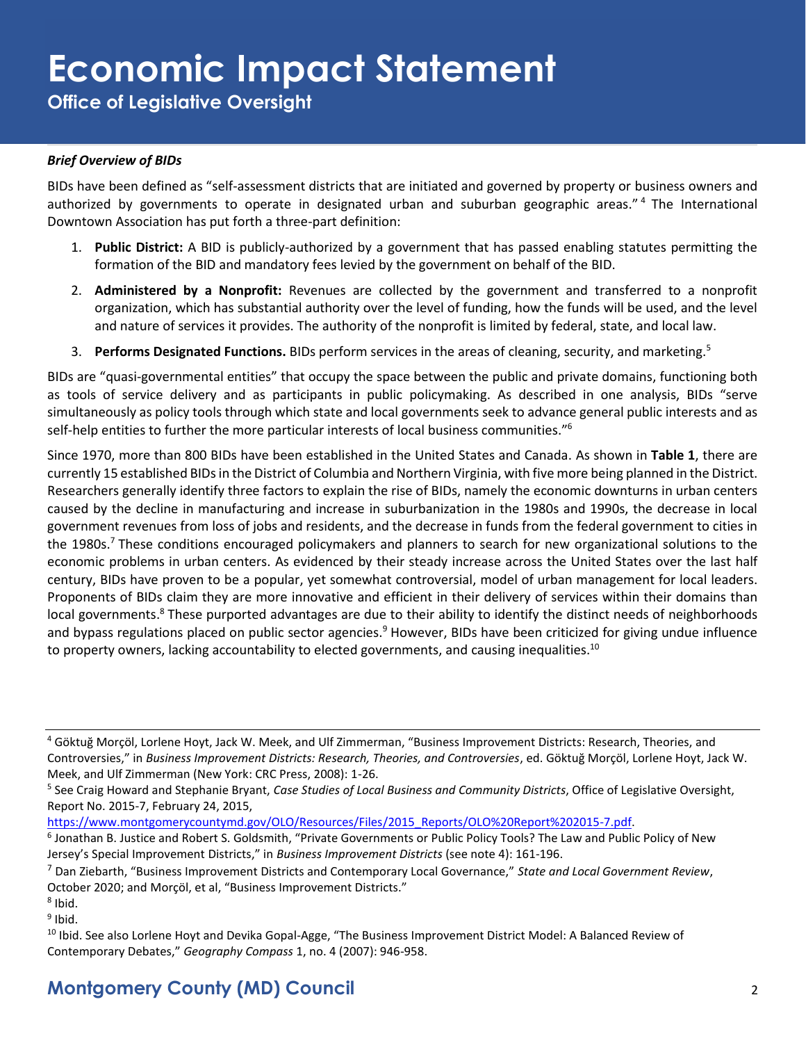### *Brief Overview of BIDs*

BIDs have been defined as "self-assessment districts that are initiated and governed by property or business owners and authorized by governments to operate in designated urban and suburban geographic areas."[4] The International Downtown Association has put forth a three-part definition:

1. **Public District:** A BID is publicly-authorized by a government that has passed enabling statutes permitting the formation of the BID and mandatory fees levied by the government on behalf of the BID.
2. **Administered by a Nonprofit:** Revenues are collected by the government and transferred to a nonprofit organization, which has substantial authority over the level of funding, how the funds will be used, and the level and nature of services it provides. The authority of the nonprofit is limited by federal, state, and local law.
3. **Performs Designated Functions.** BIDs perform services in the areas of cleaning, security, and marketing.[5]

BIDs are "quasi-governmental entities" that occupy the space between the public and private domains, functioning both as tools of service delivery and as participants in public policymaking. As described in one analysis, BIDs "serve simultaneously as policy tools through which state and local governments seek to advance general public interests and as self-help entities to further the more particular interests of local business communities."[6]

Since 1970, more than 800 BIDs have been established in the United States and Canada. As shown in **Table 1**, there are currently 15 established BIDs in the District of Columbia and Northern Virginia, with five more being planned in the District. Researchers generally identify three factors to explain the rise of BIDs, namely the economic downturns in urban centers caused by the decline in manufacturing and increase in suburbanization in the 1980s and 1990s, the decrease in local government revenues from loss of jobs and residents, and the decrease in funds from the federal government to cities in the 1980s.[7] These conditions encouraged policymakers and planners to search for new organizational solutions to the economic problems in urban centers. As evidenced by their steady increase across the United States over the last half century, BIDs have proven to be a popular, yet somewhat controversial, model of urban management for local leaders. Proponents of BIDs claim they are more innovative and efficient in their delivery of services within their domains than local governments.[8] These purported advantages are due to their ability to identify the distinct needs of neighborhoods and bypass regulations placed on public sector agencies.[9] However, BIDs have been criticized for giving undue influence to property owners, lacking accountability to elected governments, and causing inequalities.[10]

---

[4] Göktuğ Morçöl, Lorlene Hoyt, Jack W. Meek, and Ulf Zimmerman, "Business Improvement Districts: Research, Theories, and Controversies," in *Business Improvement Districts: Research, Theories, and Controversies*, ed. Göktuğ Morçöl, Lorlene Hoyt, Jack W. Meek, and Ulf Zimmerman (New York: CRC Press, 2008): 1-26.

[5] See Craig Howard and Stephanie Bryant, *Case Studies of Local Business and Community Districts*, Office of Legislative Oversight, Report No. 2015-7, February 24, 2015, https://www.montgomerycountymd.gov/OLO/Resources/Files/2015_Reports/OLO%20Report%202015-7.pdf.

[6] Jonathan B. Justice and Robert S. Goldsmith, "Private Governments or Public Policy Tools? The Law and Public Policy of New Jersey's Special Improvement Districts," in *Business Improvement Districts* (see note 4): 161-196.

[7] Dan Ziebarth, "Business Improvement Districts and Contemporary Local Governance," *State and Local Government Review*, October 2020; and Morçöl, et al, "Business Improvement Districts."

[8] Ibid.

[9] Ibid.

[10] Ibid. See also Lorlene Hoyt and Devika Gopal-Agge, "The Business Improvement District Model: A Balanced Review of Contemporary Debates," *Geography Compass* 1, no. 4 (2007): 946-958.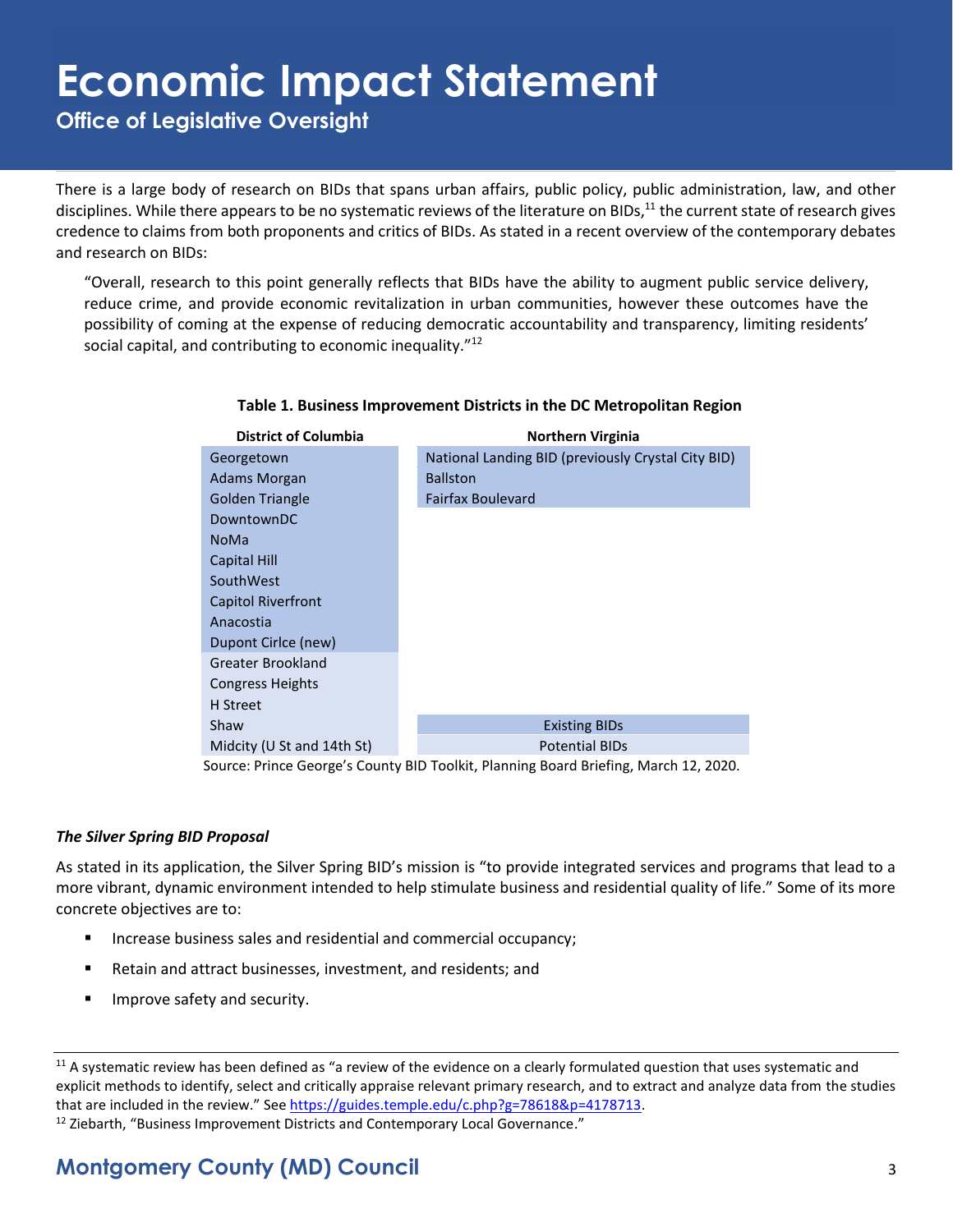There is a large body of research on BIDs that spans urban affairs, public policy, public administration, law, and other disciplines. While there appears to be no systematic reviews of the literature on BIDs,[11] the current state of research gives credence to claims from both proponents and critics of BIDs. As stated in a recent overview of the contemporary debates and research on BIDs:

> "Overall, research to this point generally reflects that BIDs have the ability to augment public service delivery, reduce crime, and provide economic revitalization in urban communities, however these outcomes have the possibility of coming at the expense of reducing democratic accountability and transparency, limiting residents' social capital, and contributing to economic inequality."[12]

**Table 1. Business Improvement Districts in the DC Metropolitan Region**

| District of Columbia | Northern Virginia |
|---|---|
| Georgetown | National Landing BID (previously Crystal City BID) |
| Adams Morgan | Ballston |
| Golden Triangle | Fairfax Boulevard |
| DowntownDC | |
| NoMa | |
| Capital Hill | |
| SouthWest | |
| Capitol Riverfront | |
| Anacostia | |
| Dupont Cirlce (new) | |
| Greater Brookland | |
| Congress Heights | |
| H Street | |
| Shaw | Existing BIDs |
| Midcity (U St and 14th St) | Potential BIDs |

Source: Prince George's County BID Toolkit, Planning Board Briefing, March 12, 2020.

### *The Silver Spring BID Proposal*

As stated in its application, the Silver Spring BID's mission is "to provide integrated services and programs that lead to a more vibrant, dynamic environment intended to help stimulate business and residential quality of life." Some of its more concrete objectives are to:

- Increase business sales and residential and commercial occupancy;
- Retain and attract businesses, investment, and residents; and
- Improve safety and security.

---

[11] A systematic review has been defined as "a review of the evidence on a clearly formulated question that uses systematic and explicit methods to identify, select and critically appraise relevant primary research, and to extract and analyze data from the studies that are included in the review." See https://guides.temple.edu/c.php?g=78618&p=4178713.

[12] Ziebarth, "Business Improvement Districts and Contemporary Local Governance."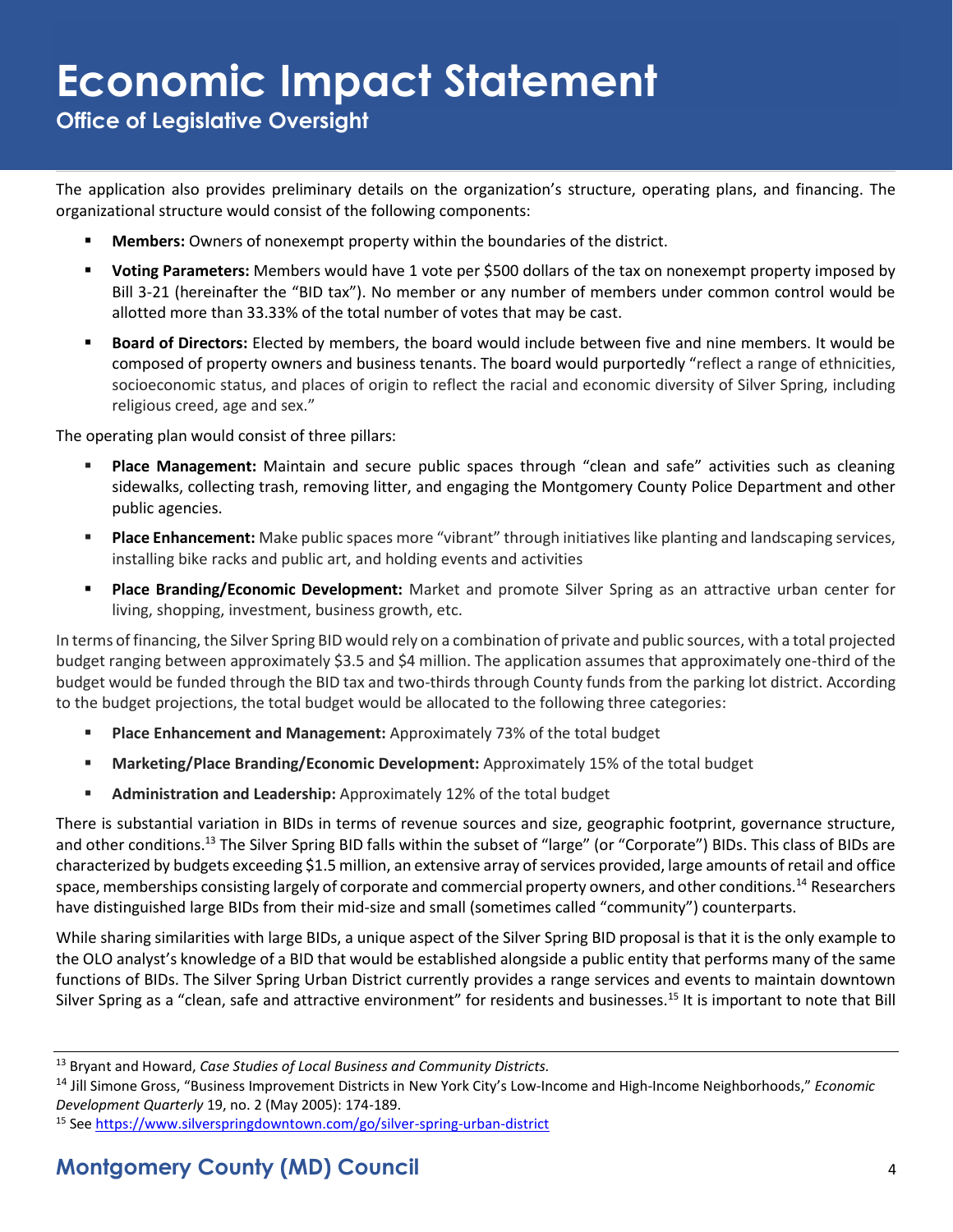The application also provides preliminary details on the organization's structure, operating plans, and financing. The organizational structure would consist of the following components:

- **Members:** Owners of nonexempt property within the boundaries of the district.
- **Voting Parameters:** Members would have 1 vote per $500 dollars of the tax on nonexempt property imposed by Bill 3-21 (hereinafter the "BID tax"). No member or any number of members under common control would be allotted more than 33.33% of the total number of votes that may be cast.
- **Board of Directors:** Elected by members, the board would include between five and nine members. It would be composed of property owners and business tenants. The board would purportedly "reflect a range of ethnicities, socioeconomic status, and places of origin to reflect the racial and economic diversity of Silver Spring, including religious creed, age and sex."

The operating plan would consist of three pillars:

- **Place Management:** Maintain and secure public spaces through "clean and safe" activities such as cleaning sidewalks, collecting trash, removing litter, and engaging the Montgomery County Police Department and other public agencies.
- **Place Enhancement:** Make public spaces more "vibrant" through initiatives like planting and landscaping services, installing bike racks and public art, and holding events and activities
- **Place Branding/Economic Development:** Market and promote Silver Spring as an attractive urban center for living, shopping, investment, business growth, etc.

In terms of financing, the Silver Spring BID would rely on a combination of private and public sources, with a total projected budget ranging between approximately $3.5 and $4 million. The application assumes that approximately one-third of the budget would be funded through the BID tax and two-thirds through County funds from the parking lot district. According to the budget projections, the total budget would be allocated to the following three categories:

- **Place Enhancement and Management:** Approximately 73% of the total budget
- **Marketing/Place Branding/Economic Development:** Approximately 15% of the total budget
- **Administration and Leadership:** Approximately 12% of the total budget

There is substantial variation in BIDs in terms of revenue sources and size, geographic footprint, governance structure, and other conditions.[13] The Silver Spring BID falls within the subset of "large" (or "Corporate") BIDs. This class of BIDs are characterized by budgets exceeding $1.5 million, an extensive array of services provided, large amounts of retail and office space, memberships consisting largely of corporate and commercial property owners, and other conditions.[14] Researchers have distinguished large BIDs from their mid-size and small (sometimes called "community") counterparts.

While sharing similarities with large BIDs, a unique aspect of the Silver Spring BID proposal is that it is the only example to the OLO analyst's knowledge of a BID that would be established alongside a public entity that performs many of the same functions of BIDs. The Silver Spring Urban District currently provides a range services and events to maintain downtown Silver Spring as a "clean, safe and attractive environment" for residents and businesses.[15] It is important to note that Bill

---

[13] Bryant and Howard, *Case Studies of Local Business and Community Districts.*

[14] Jill Simone Gross, "Business Improvement Districts in New York City's Low-Income and High-Income Neighborhoods," *Economic Development Quarterly* 19, no. 2 (May 2005): 174-189.

[15] See https://www.silverspringdowntown.com/go/silver-spring-urban-district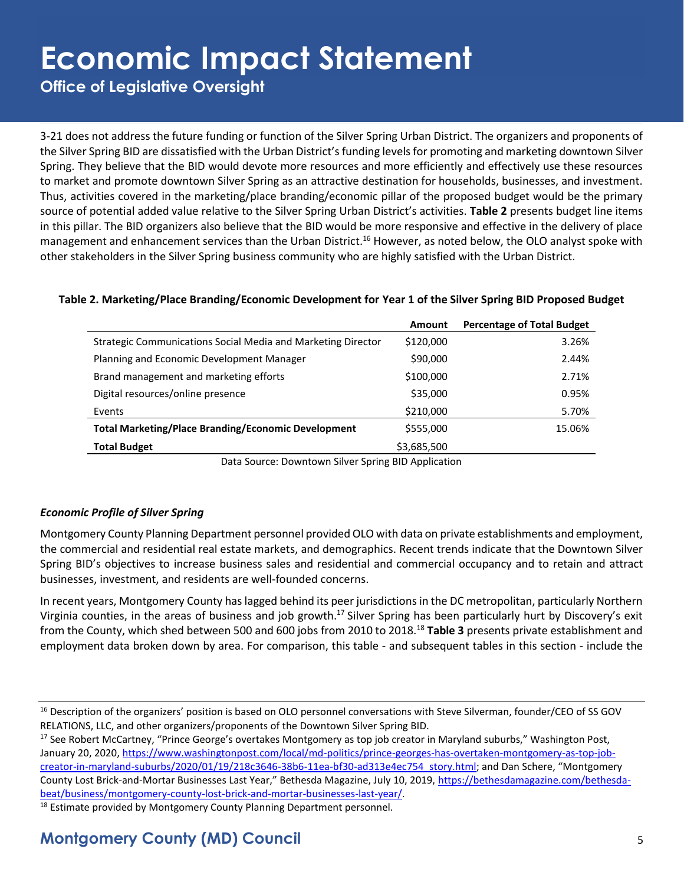3-21 does not address the future funding or function of the Silver Spring Urban District. The organizers and proponents of the Silver Spring BID are dissatisfied with the Urban District's funding levels for promoting and marketing downtown Silver Spring. They believe that the BID would devote more resources and more efficiently and effectively use these resources to market and promote downtown Silver Spring as an attractive destination for households, businesses, and investment. Thus, activities covered in the marketing/place branding/economic pillar of the proposed budget would be the primary source of potential added value relative to the Silver Spring Urban District's activities. **Table 2** presents budget line items in this pillar. The BID organizers also believe that the BID would be more responsive and effective in the delivery of place management and enhancement services than the Urban District.[16] However, as noted below, the OLO analyst spoke with other stakeholders in the Silver Spring business community who are highly satisfied with the Urban District.

**Table 2. Marketing/Place Branding/Economic Development for Year 1 of the Silver Spring BID Proposed Budget**

| | Amount | Percentage of Total Budget |
|---|---|---|
| Strategic Communications Social Media and Marketing Director | $120,000 | 3.26% |
| Planning and Economic Development Manager | $90,000 | 2.44% |
| Brand management and marketing efforts | $100,000 | 2.71% |
| Digital resources/online presence | $35,000 | 0.95% |
| Events | $210,000 | 5.70% |
| **Total Marketing/Place Branding/Economic Development** | $555,000 | 15.06% |
| **Total Budget** | $3,685,500 | |

Data Source: Downtown Silver Spring BID Application

***Economic Profile of Silver Spring***

Montgomery County Planning Department personnel provided OLO with data on private establishments and employment, the commercial and residential real estate markets, and demographics. Recent trends indicate that the Downtown Silver Spring BID's objectives to increase business sales and residential and commercial occupancy and to retain and attract businesses, investment, and residents are well-founded concerns.

In recent years, Montgomery County has lagged behind its peer jurisdictions in the DC metropolitan, particularly Northern Virginia counties, in the areas of business and job growth.[17] Silver Spring has been particularly hurt by Discovery's exit from the County, which shed between 500 and 600 jobs from 2010 to 2018.[18] **Table 3** presents private establishment and employment data broken down by area. For comparison, this table - and subsequent tables in this section - include the

---

[16] Description of the organizers' position is based on OLO personnel conversations with Steve Silverman, founder/CEO of SS GOV RELATIONS, LLC, and other organizers/proponents of the Downtown Silver Spring BID.

[17] See Robert McCartney, "Prince George's overtakes Montgomery as top job creator in Maryland suburbs," Washington Post, January 20, 2020, https://www.washingtonpost.com/local/md-politics/prince-georges-has-overtaken-montgomery-as-top-job-creator-in-maryland-suburbs/2020/01/19/218c3646-38b6-11ea-bf30-ad313e4ec754_story.html; and Dan Schere, "Montgomery County Lost Brick-and-Mortar Businesses Last Year," Bethesda Magazine, July 10, 2019, https://bethesdamagazine.com/bethesda-beat/business/montgomery-county-lost-brick-and-mortar-businesses-last-year/.

[18] Estimate provided by Montgomery County Planning Department personnel.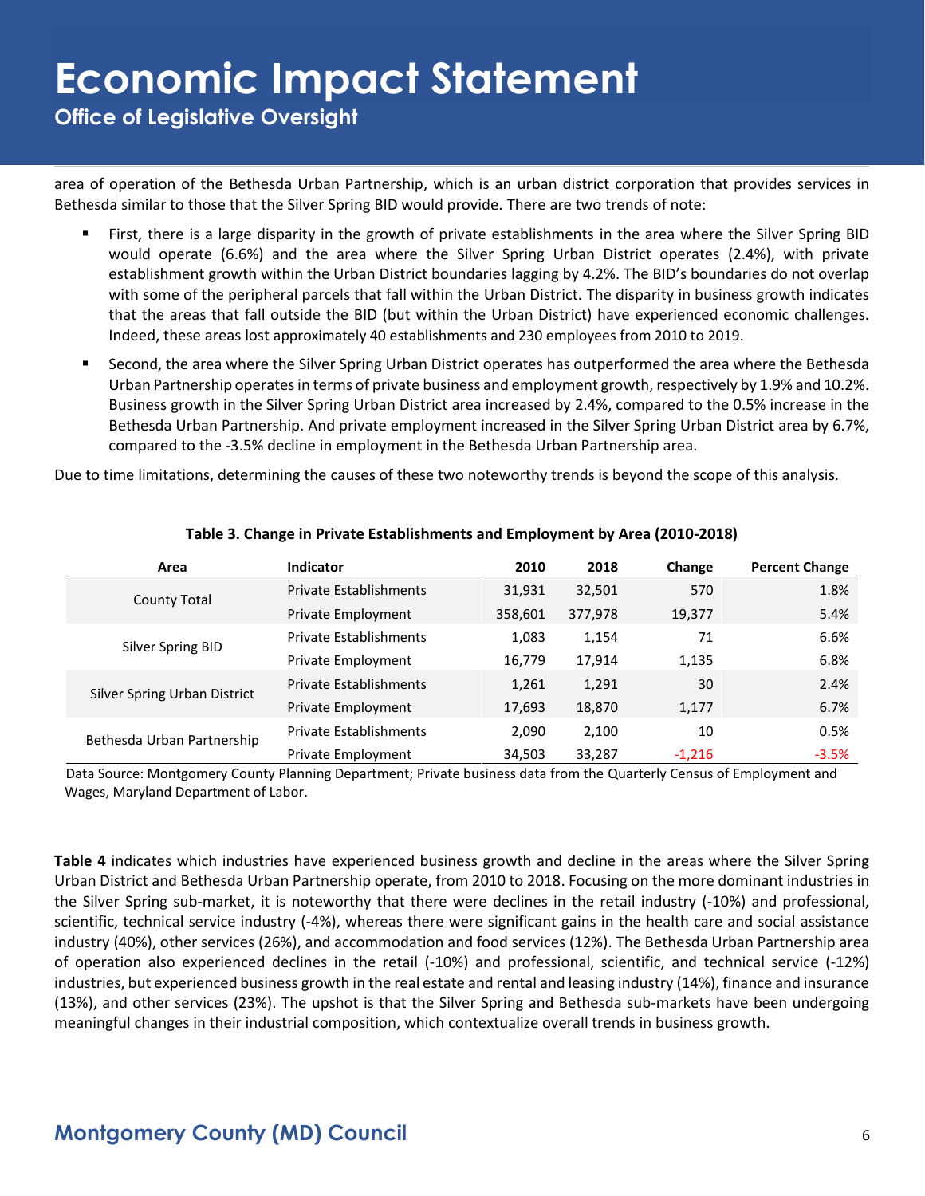area of operation of the Bethesda Urban Partnership, which is an urban district corporation that provides services in Bethesda similar to those that the Silver Spring BID would provide. There are two trends of note:

- First, there is a large disparity in the growth of private establishments in the area where the Silver Spring BID would operate (6.6%) and the area where the Silver Spring Urban District operates (2.4%), with private establishment growth within the Urban District boundaries lagging by 4.2%. The BID's boundaries do not overlap with some of the peripheral parcels that fall within the Urban District. The disparity in business growth indicates that the areas that fall outside the BID (but within the Urban District) have experienced economic challenges. Indeed, these areas lost approximately 40 establishments and 230 employees from 2010 to 2019.
- Second, the area where the Silver Spring Urban District operates has outperformed the area where the Bethesda Urban Partnership operates in terms of private business and employment growth, respectively by 1.9% and 10.2%. Business growth in the Silver Spring Urban District area increased by 2.4%, compared to the 0.5% increase in the Bethesda Urban Partnership. And private employment increased in the Silver Spring Urban District area by 6.7%, compared to the -3.5% decline in employment in the Bethesda Urban Partnership area.

Due to time limitations, determining the causes of these two noteworthy trends is beyond the scope of this analysis.

**Table 3. Change in Private Establishments and Employment by Area (2010-2018)**

| Area | Indicator | 2010 | 2018 | Change | Percent Change |
|---|---|---|---|---|---|
| County Total | Private Establishments | 31,931 | 32,501 | 570 | 1.8% |
| | Private Employment | 358,601 | 377,978 | 19,377 | 5.4% |
| Silver Spring BID | Private Establishments | 1,083 | 1,154 | 71 | 6.6% |
| | Private Employment | 16,779 | 17,914 | 1,135 | 6.8% |
| Silver Spring Urban District | Private Establishments | 1,261 | 1,291 | 30 | 2.4% |
| | Private Employment | 17,693 | 18,870 | 1,177 | 6.7% |
| Bethesda Urban Partnership | Private Establishments | 2,090 | 2,100 | 10 | 0.5% |
| | Private Employment | 34,503 | 33,287 | -1,216 | -3.5% |

Data Source: Montgomery County Planning Department; Private business data from the Quarterly Census of Employment and Wages, Maryland Department of Labor.

**Table 4** indicates which industries have experienced business growth and decline in the areas where the Silver Spring Urban District and Bethesda Urban Partnership operate, from 2010 to 2018. Focusing on the more dominant industries in the Silver Spring sub-market, it is noteworthy that there were declines in the retail industry (-10%) and professional, scientific, technical service industry (-4%), whereas there were significant gains in the health care and social assistance industry (40%), other services (26%), and accommodation and food services (12%). The Bethesda Urban Partnership area of operation also experienced declines in the retail (-10%) and professional, scientific, and technical service (-12%) industries, but experienced business growth in the real estate and rental and leasing industry (14%), finance and insurance (13%), and other services (23%). The upshot is that the Silver Spring and Bethesda sub-markets have been undergoing meaningful changes in their industrial composition, which contextualize overall trends in business growth.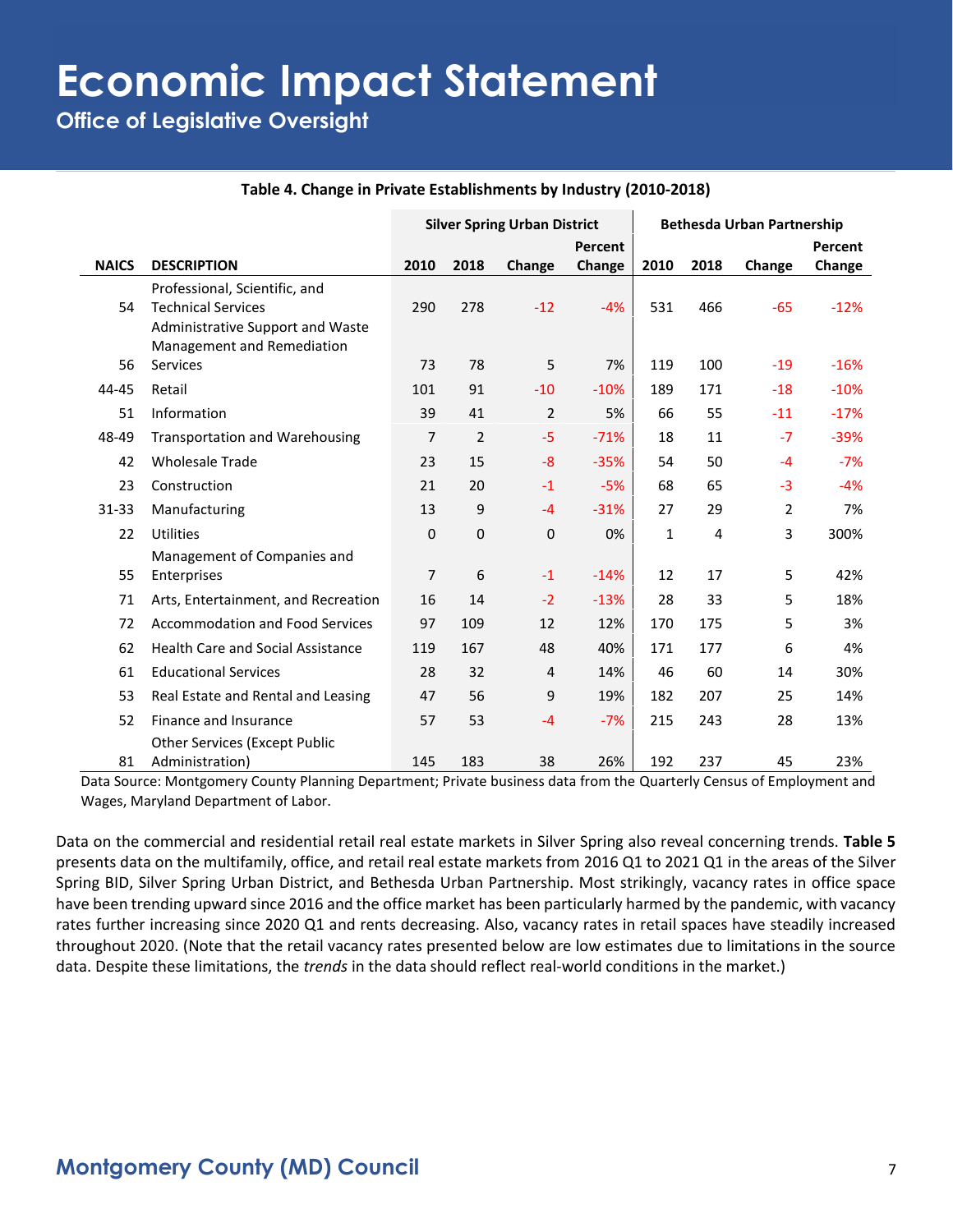**Table 4. Change in Private Establishments by Industry (2010-2018)**

| NAICS | DESCRIPTION | Silver Spring Urban District 2010 | 2018 | Change | Percent Change | Bethesda Urban Partnership 2010 | 2018 | Change | Percent Change |
|---|---|---|---|---|---|---|---|---|---|
| 54 | Professional, Scientific, and Technical Services | 290 | 278 | -12 | -4% | 531 | 466 | -65 | -12% |
| 56 | Administrative Support and Waste Management and Remediation Services | 73 | 78 | 5 | 7% | 119 | 100 | -19 | -16% |
| 44-45 | Retail | 101 | 91 | -10 | -10% | 189 | 171 | -18 | -10% |
| 51 | Information | 39 | 41 | 2 | 5% | 66 | 55 | -11 | -17% |
| 48-49 | Transportation and Warehousing | 7 | 2 | -5 | -71% | 18 | 11 | -7 | -39% |
| 42 | Wholesale Trade | 23 | 15 | -8 | -35% | 54 | 50 | -4 | -7% |
| 23 | Construction | 21 | 20 | -1 | -5% | 68 | 65 | -3 | -4% |
| 31-33 | Manufacturing | 13 | 9 | -4 | -31% | 27 | 29 | 2 | 7% |
| 22 | Utilities | 0 | 0 | 0 | 0% | 1 | 4 | 3 | 300% |
| 55 | Management of Companies and Enterprises | 7 | 6 | -1 | -14% | 12 | 17 | 5 | 42% |
| 71 | Arts, Entertainment, and Recreation | 16 | 14 | -2 | -13% | 28 | 33 | 5 | 18% |
| 72 | Accommodation and Food Services | 97 | 109 | 12 | 12% | 170 | 175 | 5 | 3% |
| 62 | Health Care and Social Assistance | 119 | 167 | 48 | 40% | 171 | 177 | 6 | 4% |
| 61 | Educational Services | 28 | 32 | 4 | 14% | 46 | 60 | 14 | 30% |
| 53 | Real Estate and Rental and Leasing | 47 | 56 | 9 | 19% | 182 | 207 | 25 | 14% |
| 52 | Finance and Insurance | 57 | 53 | -4 | -7% | 215 | 243 | 28 | 13% |
| 81 | Other Services (Except Public Administration) | 145 | 183 | 38 | 26% | 192 | 237 | 45 | 23% |

Data Source: Montgomery County Planning Department; Private business data from the Quarterly Census of Employment and Wages, Maryland Department of Labor.

Data on the commercial and residential retail real estate markets in Silver Spring also reveal concerning trends. **Table 5** presents data on the multifamily, office, and retail real estate markets from 2016 Q1 to 2021 Q1 in the areas of the Silver Spring BID, Silver Spring Urban District, and Bethesda Urban Partnership. Most strikingly, vacancy rates in office space have been trending upward since 2016 and the office market has been particularly harmed by the pandemic, with vacancy rates further increasing since 2020 Q1 and rents decreasing. Also, vacancy rates in retail spaces have steadily increased throughout 2020. (Note that the retail vacancy rates presented below are low estimates due to limitations in the source data. Despite these limitations, the *trends* in the data should reflect real-world conditions in the market.)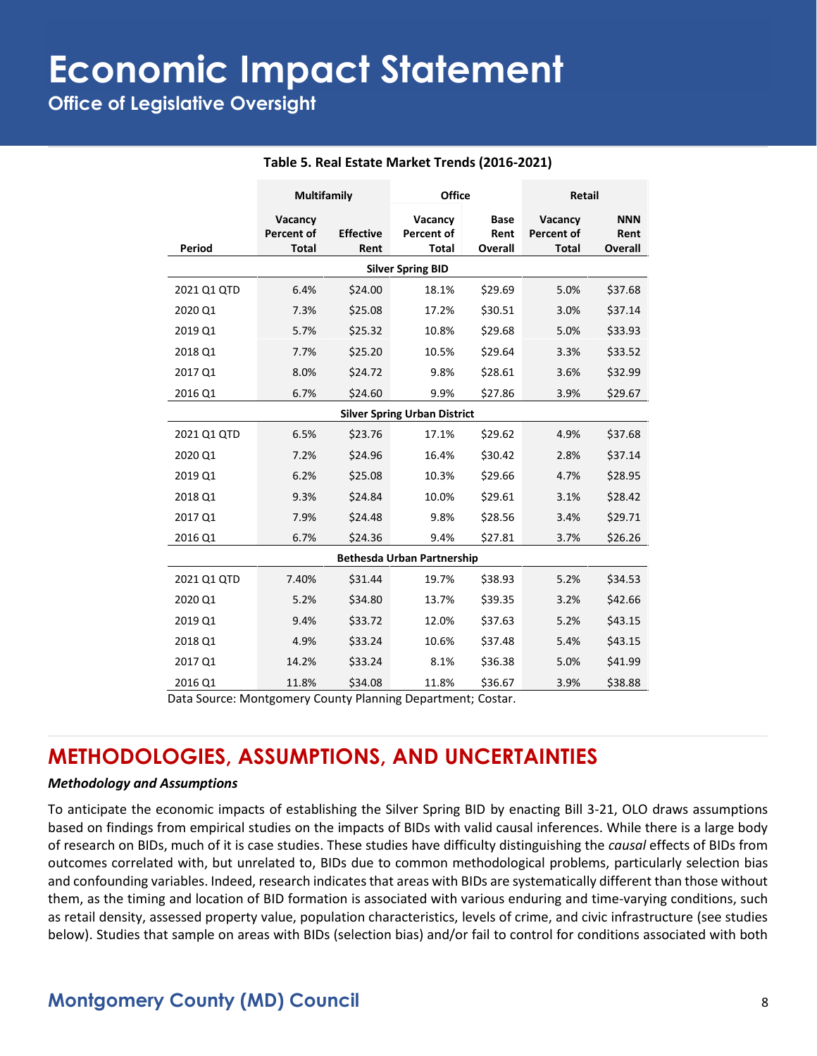**Table 5. Real Estate Market Trends (2016-2021)**

| | Multifamily | | Office | | Retail | |
|---|---|---|---|---|---|---|
| Period | Vacancy Percent of Total | Effective Rent | Vacancy Percent of Total | Base Rent Overall | Vacancy Percent of Total | NNN Rent Overall |
| **Silver Spring BID** | | | | | | |
| 2021 Q1 QTD | 6.4% | $24.00 | 18.1% | $29.69 | 5.0% | $37.68 |
| 2020 Q1 | 7.3% | $25.08 | 17.2% | $30.51 | 3.0% | $37.14 |
| 2019 Q1 | 5.7% | $25.32 | 10.8% | $29.68 | 5.0% | $33.93 |
| 2018 Q1 | 7.7% | $25.20 | 10.5% | $29.64 | 3.3% | $33.52 |
| 2017 Q1 | 8.0% | $24.72 | 9.8% | $28.61 | 3.6% | $32.99 |
| 2016 Q1 | 6.7% | $24.60 | 9.9% | $27.86 | 3.9% | $29.67 |
| **Silver Spring Urban District** | | | | | | |
| 2021 Q1 QTD | 6.5% | $23.76 | 17.1% | $29.62 | 4.9% | $37.68 |
| 2020 Q1 | 7.2% | $24.96 | 16.4% | $30.42 | 2.8% | $37.14 |
| 2019 Q1 | 6.2% | $25.08 | 10.3% | $29.66 | 4.7% | $28.95 |
| 2018 Q1 | 9.3% | $24.84 | 10.0% | $29.61 | 3.1% | $28.42 |
| 2017 Q1 | 7.9% | $24.48 | 9.8% | $28.56 | 3.4% | $29.71 |
| 2016 Q1 | 6.7% | $24.36 | 9.4% | $27.81 | 3.7% | $26.26 |
| **Bethesda Urban Partnership** | | | | | | |
| 2021 Q1 QTD | 7.40% | $31.44 | 19.7% | $38.93 | 5.2% | $34.53 |
| 2020 Q1 | 5.2% | $34.80 | 13.7% | $39.35 | 3.2% | $42.66 |
| 2019 Q1 | 9.4% | $33.72 | 12.0% | $37.63 | 5.2% | $43.15 |
| 2018 Q1 | 4.9% | $33.24 | 10.6% | $37.48 | 5.4% | $43.15 |
| 2017 Q1 | 14.2% | $33.24 | 8.1% | $36.38 | 5.0% | $41.99 |
| 2016 Q1 | 11.8% | $34.08 | 11.8% | $36.67 | 3.9% | $38.88 |

Data Source: Montgomery County Planning Department; Costar.

## METHODOLOGIES, ASSUMPTIONS, AND UNCERTAINTIES

***Methodology and Assumptions***

To anticipate the economic impacts of establishing the Silver Spring BID by enacting Bill 3-21, OLO draws assumptions based on findings from empirical studies on the impacts of BIDs with valid causal inferences. While there is a large body of research on BIDs, much of it is case studies. These studies have difficulty distinguishing the *causal* effects of BIDs from outcomes correlated with, but unrelated to, BIDs due to common methodological problems, particularly selection bias and confounding variables. Indeed, research indicates that areas with BIDs are systematically different than those without them, as the timing and location of BID formation is associated with various enduring and time-varying conditions, such as retail density, assessed property value, population characteristics, levels of crime, and civic infrastructure (see studies below). Studies that sample on areas with BIDs (selection bias) and/or fail to control for conditions associated with both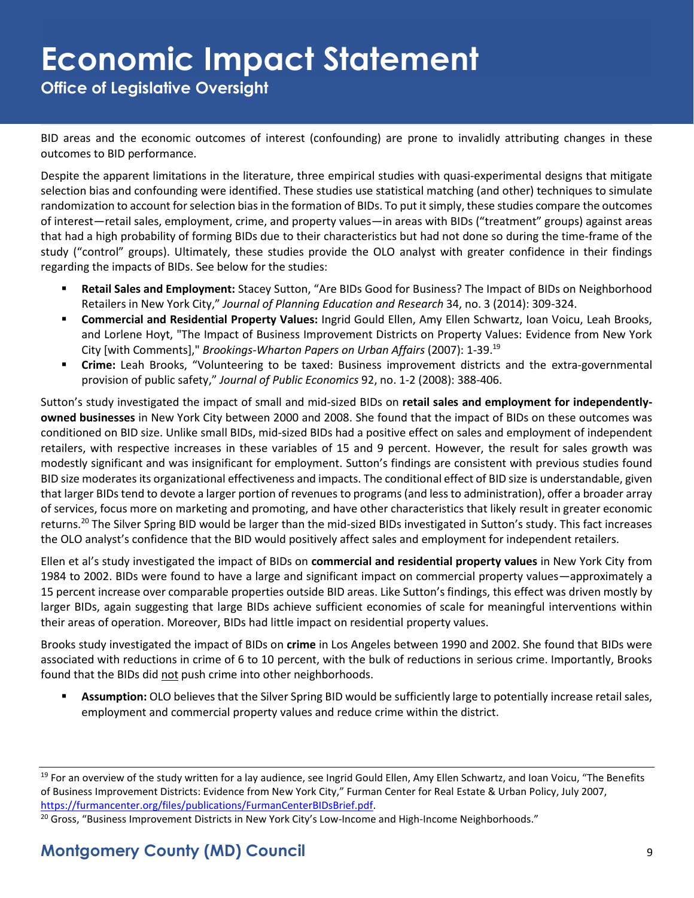BID areas and the economic outcomes of interest (confounding) are prone to invalidly attributing changes in these outcomes to BID performance.

Despite the apparent limitations in the literature, three empirical studies with quasi-experimental designs that mitigate selection bias and confounding were identified. These studies use statistical matching (and other) techniques to simulate randomization to account for selection bias in the formation of BIDs. To put it simply, these studies compare the outcomes of interest—retail sales, employment, crime, and property values—in areas with BIDs ("treatment" groups) against areas that had a high probability of forming BIDs due to their characteristics but had not done so during the time-frame of the study ("control" groups). Ultimately, these studies provide the OLO analyst with greater confidence in their findings regarding the impacts of BIDs. See below for the studies:

- **Retail Sales and Employment:** Stacey Sutton, "Are BIDs Good for Business? The Impact of BIDs on Neighborhood Retailers in New York City," *Journal of Planning Education and Research* 34, no. 3 (2014): 309-324.
- **Commercial and Residential Property Values:** Ingrid Gould Ellen, Amy Ellen Schwartz, Ioan Voicu, Leah Brooks, and Lorlene Hoyt, "The Impact of Business Improvement Districts on Property Values: Evidence from New York City [with Comments]," *Brookings-Wharton Papers on Urban Affairs* (2007): 1-39.[19]
- **Crime:** Leah Brooks, "Volunteering to be taxed: Business improvement districts and the extra-governmental provision of public safety," *Journal of Public Economics* 92, no. 1-2 (2008): 388-406.

Sutton's study investigated the impact of small and mid-sized BIDs on **retail sales and employment for independently-owned businesses** in New York City between 2000 and 2008. She found that the impact of BIDs on these outcomes was conditioned on BID size. Unlike small BIDs, mid-sized BIDs had a positive effect on sales and employment of independent retailers, with respective increases in these variables of 15 and 9 percent. However, the result for sales growth was modestly significant and was insignificant for employment. Sutton's findings are consistent with previous studies found BID size moderates its organizational effectiveness and impacts. The conditional effect of BID size is understandable, given that larger BIDs tend to devote a larger portion of revenues to programs (and less to administration), offer a broader array of services, focus more on marketing and promoting, and have other characteristics that likely result in greater economic returns.[20] The Silver Spring BID would be larger than the mid-sized BIDs investigated in Sutton's study. This fact increases the OLO analyst's confidence that the BID would positively affect sales and employment for independent retailers.

Ellen et al's study investigated the impact of BIDs on **commercial and residential property values** in New York City from 1984 to 2002. BIDs were found to have a large and significant impact on commercial property values—approximately a 15 percent increase over comparable properties outside BID areas. Like Sutton's findings, this effect was driven mostly by larger BIDs, again suggesting that large BIDs achieve sufficient economies of scale for meaningful interventions within their areas of operation. Moreover, BIDs had little impact on residential property values.

Brooks study investigated the impact of BIDs on **crime** in Los Angeles between 1990 and 2002. She found that BIDs were associated with reductions in crime of 6 to 10 percent, with the bulk of reductions in serious crime. Importantly, Brooks found that the BIDs did not push crime into other neighborhoods.

- **Assumption:** OLO believes that the Silver Spring BID would be sufficiently large to potentially increase retail sales, employment and commercial property values and reduce crime within the district.

---

[19] For an overview of the study written for a lay audience, see Ingrid Gould Ellen, Amy Ellen Schwartz, and Ioan Voicu, "The Benefits of Business Improvement Districts: Evidence from New York City," Furman Center for Real Estate & Urban Policy, July 2007, https://furmancenter.org/files/publications/FurmanCenterBIDsBrief.pdf.

[20] Gross, "Business Improvement Districts in New York City's Low-Income and High-Income Neighborhoods."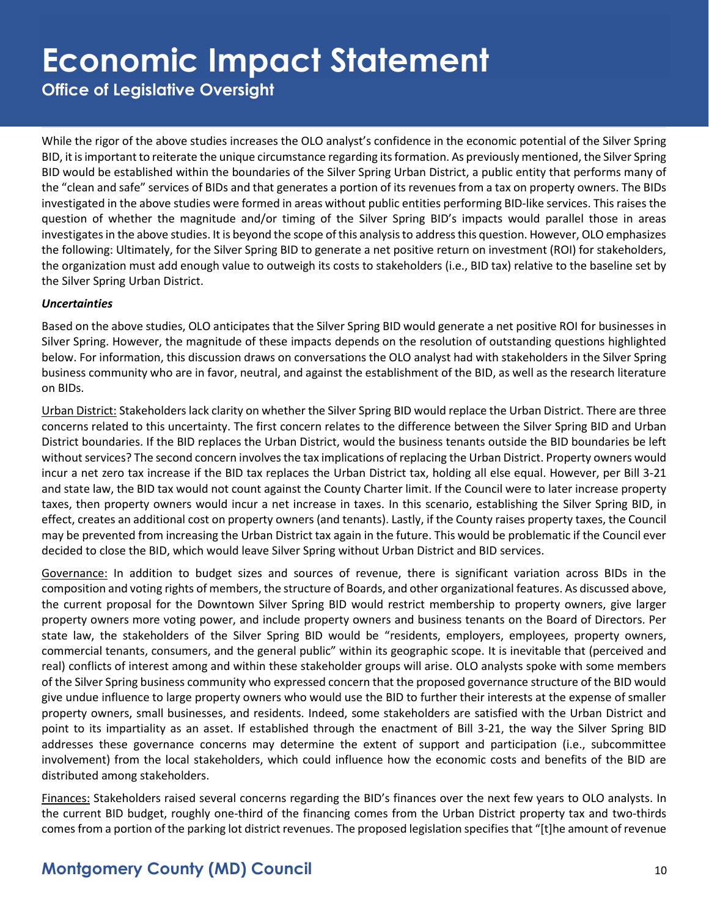While the rigor of the above studies increases the OLO analyst's confidence in the economic potential of the Silver Spring BID, it is important to reiterate the unique circumstance regarding its formation. As previously mentioned, the Silver Spring BID would be established within the boundaries of the Silver Spring Urban District, a public entity that performs many of the "clean and safe" services of BIDs and that generates a portion of its revenues from a tax on property owners. The BIDs investigated in the above studies were formed in areas without public entities performing BID-like services. This raises the question of whether the magnitude and/or timing of the Silver Spring BID's impacts would parallel those in areas investigates in the above studies. It is beyond the scope of this analysis to address this question. However, OLO emphasizes the following: Ultimately, for the Silver Spring BID to generate a net positive return on investment (ROI) for stakeholders, the organization must add enough value to outweigh its costs to stakeholders (i.e., BID tax) relative to the baseline set by the Silver Spring Urban District.

***Uncertainties***

Based on the above studies, OLO anticipates that the Silver Spring BID would generate a net positive ROI for businesses in Silver Spring. However, the magnitude of these impacts depends on the resolution of outstanding questions highlighted below. For information, this discussion draws on conversations the OLO analyst had with stakeholders in the Silver Spring business community who are in favor, neutral, and against the establishment of the BID, as well as the research literature on BIDs.

<u>Urban District:</u> Stakeholders lack clarity on whether the Silver Spring BID would replace the Urban District. There are three concerns related to this uncertainty. The first concern relates to the difference between the Silver Spring BID and Urban District boundaries. If the BID replaces the Urban District, would the business tenants outside the BID boundaries be left without services? The second concern involves the tax implications of replacing the Urban District. Property owners would incur a net zero tax increase if the BID tax replaces the Urban District tax, holding all else equal. However, per Bill 3-21 and state law, the BID tax would not count against the County Charter limit. If the Council were to later increase property taxes, then property owners would incur a net increase in taxes. In this scenario, establishing the Silver Spring BID, in effect, creates an additional cost on property owners (and tenants). Lastly, if the County raises property taxes, the Council may be prevented from increasing the Urban District tax again in the future. This would be problematic if the Council ever decided to close the BID, which would leave Silver Spring without Urban District and BID services.

<u>Governance:</u> In addition to budget sizes and sources of revenue, there is significant variation across BIDs in the composition and voting rights of members, the structure of Boards, and other organizational features. As discussed above, the current proposal for the Downtown Silver Spring BID would restrict membership to property owners, give larger property owners more voting power, and include property owners and business tenants on the Board of Directors. Per state law, the stakeholders of the Silver Spring BID would be "residents, employers, employees, property owners, commercial tenants, consumers, and the general public" within its geographic scope. It is inevitable that (perceived and real) conflicts of interest among and within these stakeholder groups will arise. OLO analysts spoke with some members of the Silver Spring business community who expressed concern that the proposed governance structure of the BID would give undue influence to large property owners who would use the BID to further their interests at the expense of smaller property owners, small businesses, and residents. Indeed, some stakeholders are satisfied with the Urban District and point to its impartiality as an asset. If established through the enactment of Bill 3-21, the way the Silver Spring BID addresses these governance concerns may determine the extent of support and participation (i.e., subcommittee involvement) from the local stakeholders, which could influence how the economic costs and benefits of the BID are distributed among stakeholders.

<u>Finances:</u> Stakeholders raised several concerns regarding the BID's finances over the next few years to OLO analysts. In the current BID budget, roughly one-third of the financing comes from the Urban District property tax and two-thirds comes from a portion of the parking lot district revenues. The proposed legislation specifies that "[t]he amount of revenue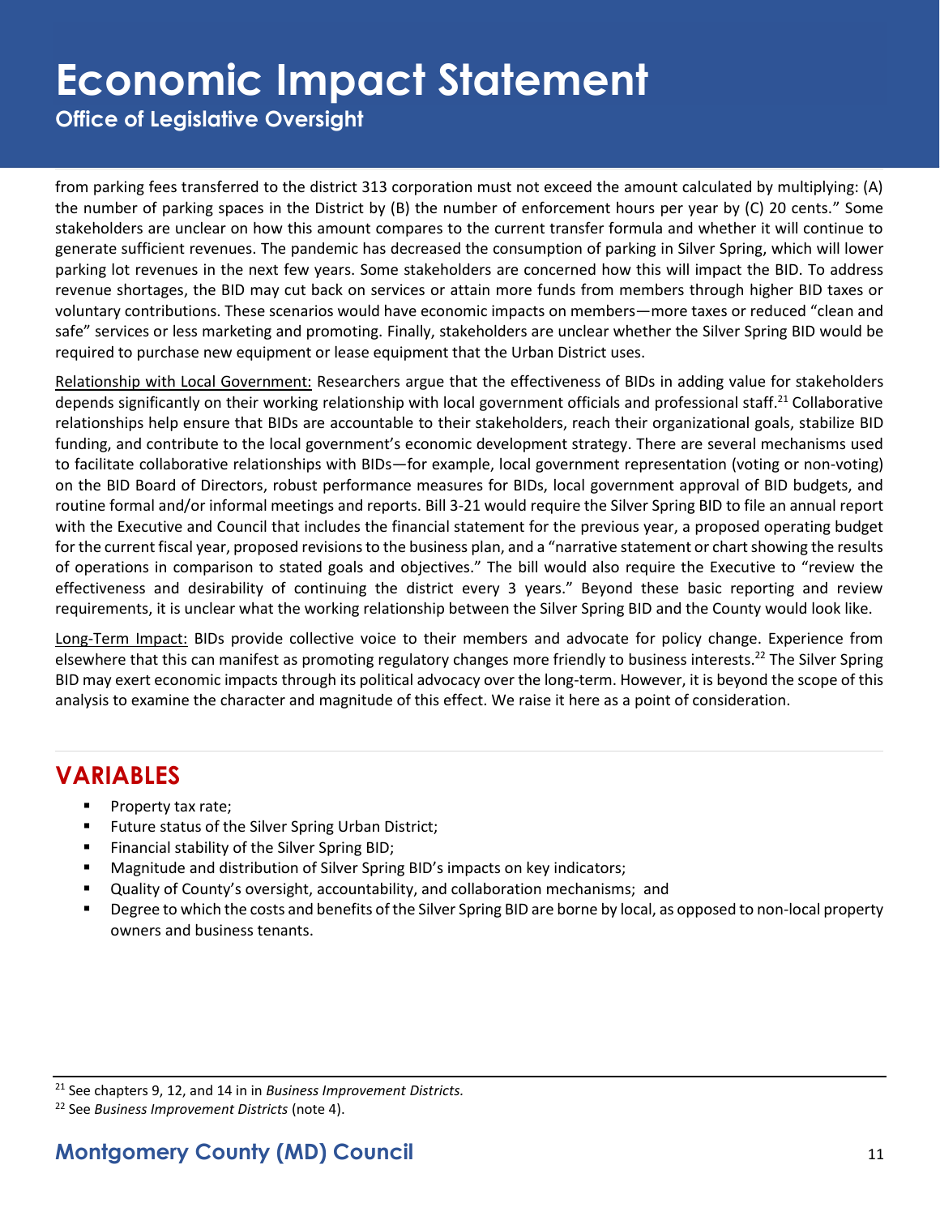from parking fees transferred to the district 313 corporation must not exceed the amount calculated by multiplying: (A) the number of parking spaces in the District by (B) the number of enforcement hours per year by (C) 20 cents." Some stakeholders are unclear on how this amount compares to the current transfer formula and whether it will continue to generate sufficient revenues. The pandemic has decreased the consumption of parking in Silver Spring, which will lower parking lot revenues in the next few years. Some stakeholders are concerned how this will impact the BID. To address revenue shortages, the BID may cut back on services or attain more funds from members through higher BID taxes or voluntary contributions. These scenarios would have economic impacts on members—more taxes or reduced "clean and safe" services or less marketing and promoting. Finally, stakeholders are unclear whether the Silver Spring BID would be required to purchase new equipment or lease equipment that the Urban District uses.

<u>Relationship with Local Government:</u> Researchers argue that the effectiveness of BIDs in adding value for stakeholders depends significantly on their working relationship with local government officials and professional staff.[21] Collaborative relationships help ensure that BIDs are accountable to their stakeholders, reach their organizational goals, stabilize BID funding, and contribute to the local government's economic development strategy. There are several mechanisms used to facilitate collaborative relationships with BIDs—for example, local government representation (voting or non-voting) on the BID Board of Directors, robust performance measures for BIDs, local government approval of BID budgets, and routine formal and/or informal meetings and reports. Bill 3-21 would require the Silver Spring BID to file an annual report with the Executive and Council that includes the financial statement for the previous year, a proposed operating budget for the current fiscal year, proposed revisions to the business plan, and a "narrative statement or chart showing the results of operations in comparison to stated goals and objectives." The bill would also require the Executive to "review the effectiveness and desirability of continuing the district every 3 years." Beyond these basic reporting and review requirements, it is unclear what the working relationship between the Silver Spring BID and the County would look like.

<u>Long-Term Impact:</u> BIDs provide collective voice to their members and advocate for policy change. Experience from elsewhere that this can manifest as promoting regulatory changes more friendly to business interests.[22] The Silver Spring BID may exert economic impacts through its political advocacy over the long-term. However, it is beyond the scope of this analysis to examine the character and magnitude of this effect. We raise it here as a point of consideration.

## VARIABLES

- Property tax rate;
- Future status of the Silver Spring Urban District;
- Financial stability of the Silver Spring BID;
- Magnitude and distribution of Silver Spring BID's impacts on key indicators;
- Quality of County's oversight, accountability, and collaboration mechanisms; and
- Degree to which the costs and benefits of the Silver Spring BID are borne by local, as opposed to non-local property owners and business tenants.

---

[21] See chapters 9, 12, and 14 in in *Business Improvement Districts.*

[22] See *Business Improvement Districts* (note 4).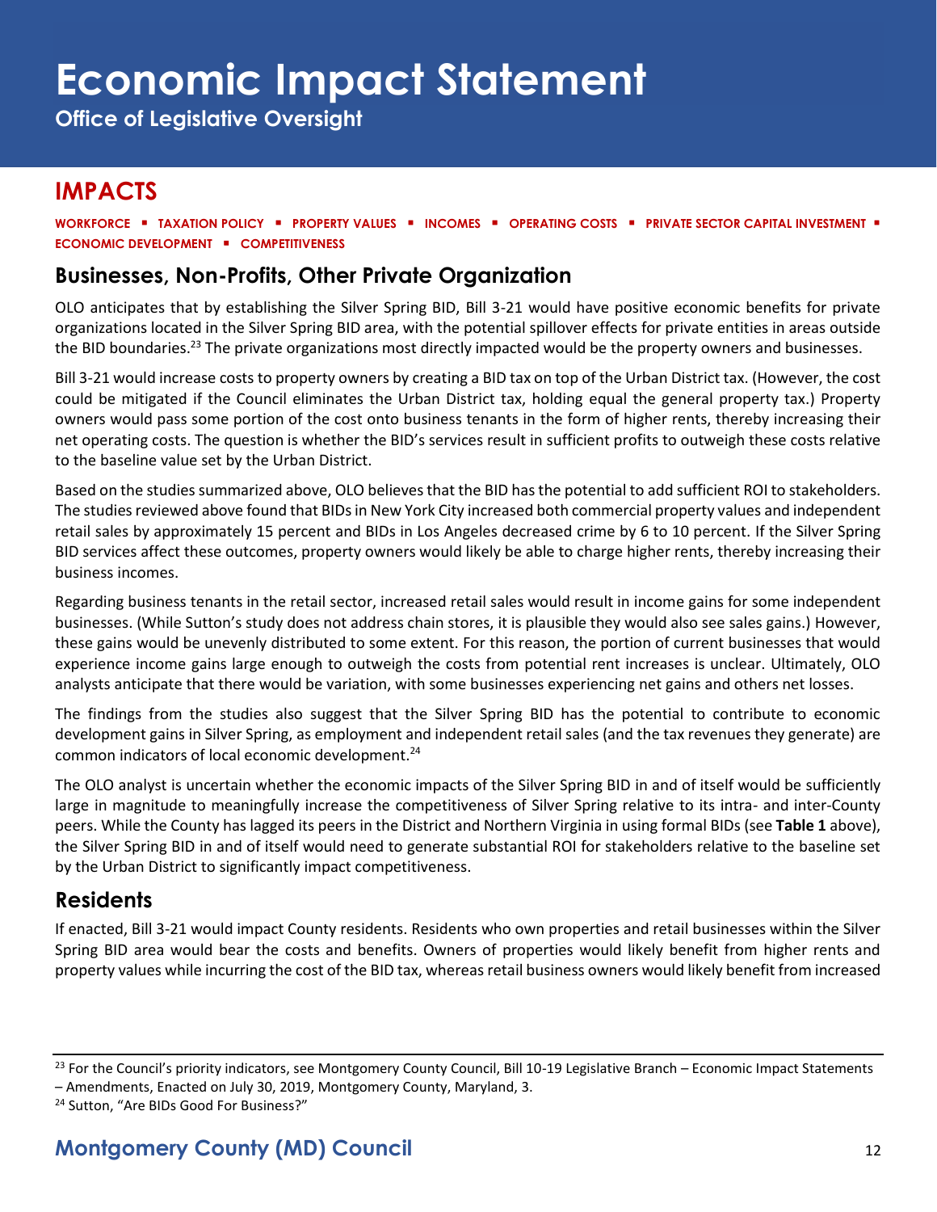# IMPACTS

**WORKFORCE ▪ TAXATION POLICY ▪ PROPERTY VALUES ▪ INCOMES ▪ OPERATING COSTS ▪ PRIVATE SECTOR CAPITAL INVESTMENT ▪ ECONOMIC DEVELOPMENT ▪ COMPETITIVENESS**

## Businesses, Non-Profits, Other Private Organization

OLO anticipates that by establishing the Silver Spring BID, Bill 3-21 would have positive economic benefits for private organizations located in the Silver Spring BID area, with the potential spillover effects for private entities in areas outside the BID boundaries.[23] The private organizations most directly impacted would be the property owners and businesses.

Bill 3-21 would increase costs to property owners by creating a BID tax on top of the Urban District tax. (However, the cost could be mitigated if the Council eliminates the Urban District tax, holding equal the general property tax.) Property owners would pass some portion of the cost onto business tenants in the form of higher rents, thereby increasing their net operating costs. The question is whether the BID's services result in sufficient profits to outweigh these costs relative to the baseline value set by the Urban District.

Based on the studies summarized above, OLO believes that the BID has the potential to add sufficient ROI to stakeholders. The studies reviewed above found that BIDs in New York City increased both commercial property values and independent retail sales by approximately 15 percent and BIDs in Los Angeles decreased crime by 6 to 10 percent. If the Silver Spring BID services affect these outcomes, property owners would likely be able to charge higher rents, thereby increasing their business incomes.

Regarding business tenants in the retail sector, increased retail sales would result in income gains for some independent businesses. (While Sutton's study does not address chain stores, it is plausible they would also see sales gains.) However, these gains would be unevenly distributed to some extent. For this reason, the portion of current businesses that would experience income gains large enough to outweigh the costs from potential rent increases is unclear. Ultimately, OLO analysts anticipate that there would be variation, with some businesses experiencing net gains and others net losses.

The findings from the studies also suggest that the Silver Spring BID has the potential to contribute to economic development gains in Silver Spring, as employment and independent retail sales (and the tax revenues they generate) are common indicators of local economic development.[24]

The OLO analyst is uncertain whether the economic impacts of the Silver Spring BID in and of itself would be sufficiently large in magnitude to meaningfully increase the competitiveness of Silver Spring relative to its intra- and inter-County peers. While the County has lagged its peers in the District and Northern Virginia in using formal BIDs (see **Table 1** above), the Silver Spring BID in and of itself would need to generate substantial ROI for stakeholders relative to the baseline set by the Urban District to significantly impact competitiveness.

## Residents

If enacted, Bill 3-21 would impact County residents. Residents who own properties and retail businesses within the Silver Spring BID area would bear the costs and benefits. Owners of properties would likely benefit from higher rents and property values while incurring the cost of the BID tax, whereas retail business owners would likely benefit from increased

---

[23] For the Council's priority indicators, see Montgomery County Council, Bill 10-19 Legislative Branch – Economic Impact Statements – Amendments, Enacted on July 30, 2019, Montgomery County, Maryland, 3.

[24] Sutton, "Are BIDs Good For Business?"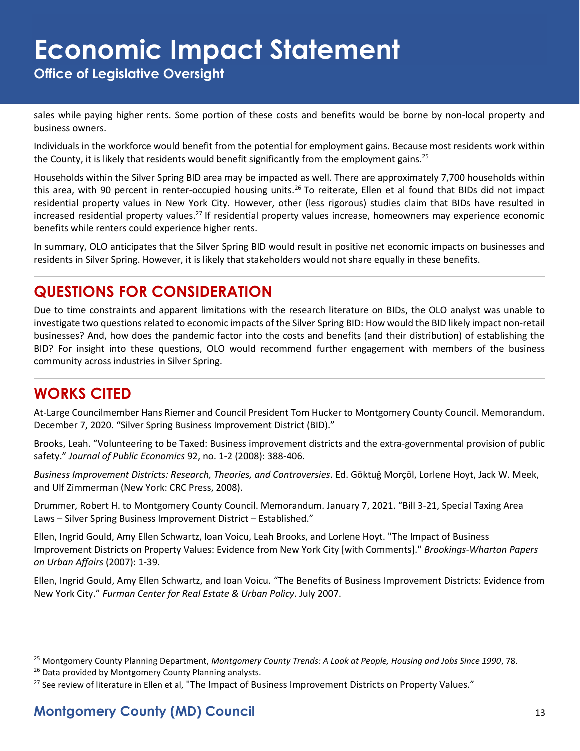sales while paying higher rents. Some portion of these costs and benefits would be borne by non-local property and business owners.

Individuals in the workforce would benefit from the potential for employment gains. Because most residents work within the County, it is likely that residents would benefit significantly from the employment gains.[25]

Households within the Silver Spring BID area may be impacted as well. There are approximately 7,700 households within this area, with 90 percent in renter-occupied housing units.[26] To reiterate, Ellen et al found that BIDs did not impact residential property values in New York City. However, other (less rigorous) studies claim that BIDs have resulted in increased residential property values.[27] If residential property values increase, homeowners may experience economic benefits while renters could experience higher rents.

In summary, OLO anticipates that the Silver Spring BID would result in positive net economic impacts on businesses and residents in Silver Spring. However, it is likely that stakeholders would not share equally in these benefits.

## QUESTIONS FOR CONSIDERATION

Due to time constraints and apparent limitations with the research literature on BIDs, the OLO analyst was unable to investigate two questions related to economic impacts of the Silver Spring BID: How would the BID likely impact non-retail businesses? And, how does the pandemic factor into the costs and benefits (and their distribution) of establishing the BID? For insight into these questions, OLO would recommend further engagement with members of the business community across industries in Silver Spring.

## WORKS CITED

At-Large Councilmember Hans Riemer and Council President Tom Hucker to Montgomery County Council. Memorandum. December 7, 2020. "Silver Spring Business Improvement District (BID)."

Brooks, Leah. "Volunteering to be Taxed: Business improvement districts and the extra-governmental provision of public safety." *Journal of Public Economics* 92, no. 1-2 (2008): 388-406.

*Business Improvement Districts: Research, Theories, and Controversies*. Ed. Göktuğ Morçöl, Lorlene Hoyt, Jack W. Meek, and Ulf Zimmerman (New York: CRC Press, 2008).

Drummer, Robert H. to Montgomery County Council. Memorandum. January 7, 2021. "Bill 3-21, Special Taxing Area Laws – Silver Spring Business Improvement District – Established."

Ellen, Ingrid Gould, Amy Ellen Schwartz, Ioan Voicu, Leah Brooks, and Lorlene Hoyt. "The Impact of Business Improvement Districts on Property Values: Evidence from New York City [with Comments]." *Brookings-Wharton Papers on Urban Affairs* (2007): 1-39.

Ellen, Ingrid Gould, Amy Ellen Schwartz, and Ioan Voicu. "The Benefits of Business Improvement Districts: Evidence from New York City." *Furman Center for Real Estate & Urban Policy*. July 2007.

---

[25] Montgomery County Planning Department, *Montgomery County Trends: A Look at People, Housing and Jobs Since 1990*, 78.

[26] Data provided by Montgomery County Planning analysts.

[27] See review of literature in Ellen et al, "The Impact of Business Improvement Districts on Property Values."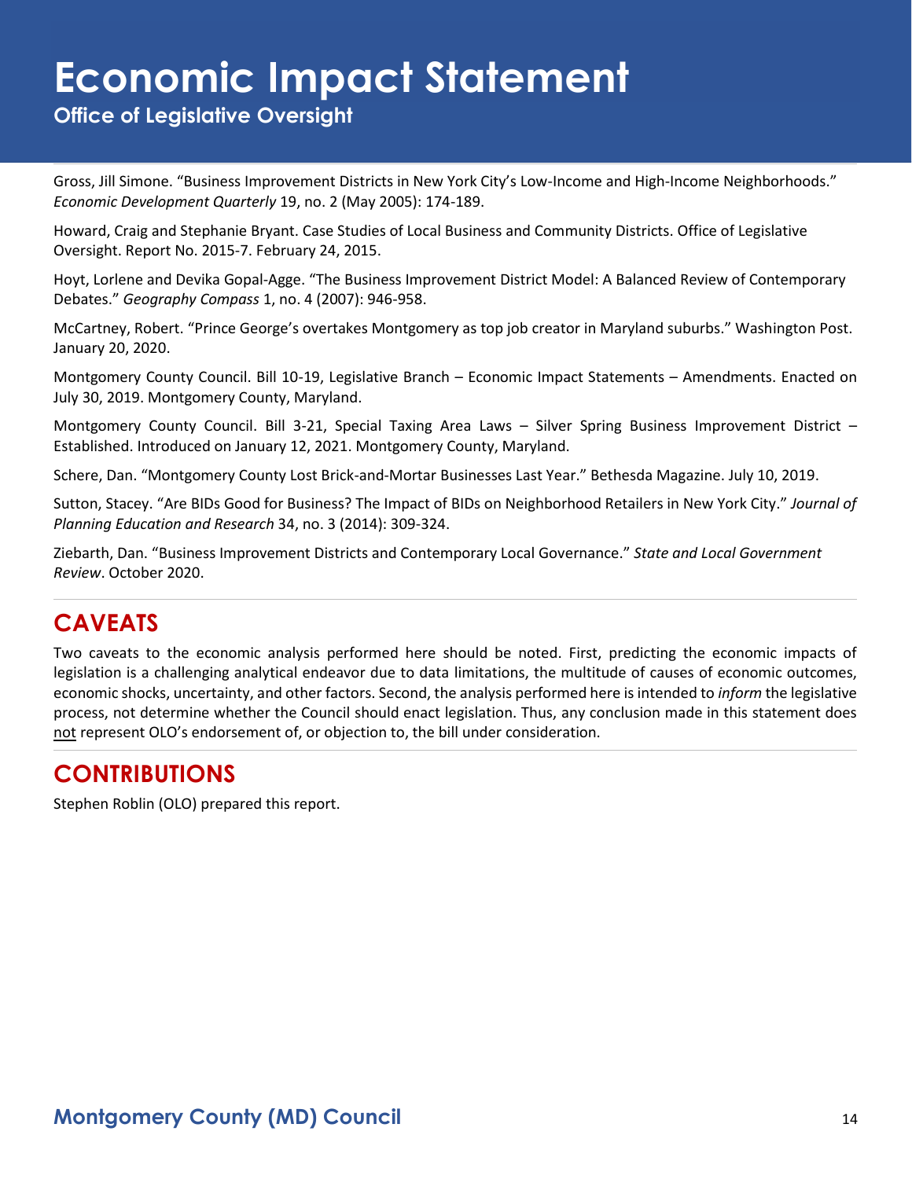Gross, Jill Simone. "Business Improvement Districts in New York City's Low-Income and High-Income Neighborhoods." *Economic Development Quarterly* 19, no. 2 (May 2005): 174-189.

Howard, Craig and Stephanie Bryant. Case Studies of Local Business and Community Districts. Office of Legislative Oversight. Report No. 2015-7. February 24, 2015.

Hoyt, Lorlene and Devika Gopal-Agge. "The Business Improvement District Model: A Balanced Review of Contemporary Debates." *Geography Compass* 1, no. 4 (2007): 946-958.

McCartney, Robert. "Prince George's overtakes Montgomery as top job creator in Maryland suburbs." Washington Post. January 20, 2020.

Montgomery County Council. Bill 10-19, Legislative Branch – Economic Impact Statements – Amendments. Enacted on July 30, 2019. Montgomery County, Maryland.

Montgomery County Council. Bill 3-21, Special Taxing Area Laws – Silver Spring Business Improvement District – Established. Introduced on January 12, 2021. Montgomery County, Maryland.

Schere, Dan. "Montgomery County Lost Brick-and-Mortar Businesses Last Year." Bethesda Magazine. July 10, 2019.

Sutton, Stacey. "Are BIDs Good for Business? The Impact of BIDs on Neighborhood Retailers in New York City." *Journal of Planning Education and Research* 34, no. 3 (2014): 309-324.

Ziebarth, Dan. "Business Improvement Districts and Contemporary Local Governance." *State and Local Government Review*. October 2020.

## CAVEATS

Two caveats to the economic analysis performed here should be noted. First, predicting the economic impacts of legislation is a challenging analytical endeavor due to data limitations, the multitude of causes of economic outcomes, economic shocks, uncertainty, and other factors. Second, the analysis performed here is intended to *inform* the legislative process, not determine whether the Council should enact legislation. Thus, any conclusion made in this statement does not represent OLO's endorsement of, or objection to, the bill under consideration.

## CONTRIBUTIONS

Stephen Roblin (OLO) prepared this report.